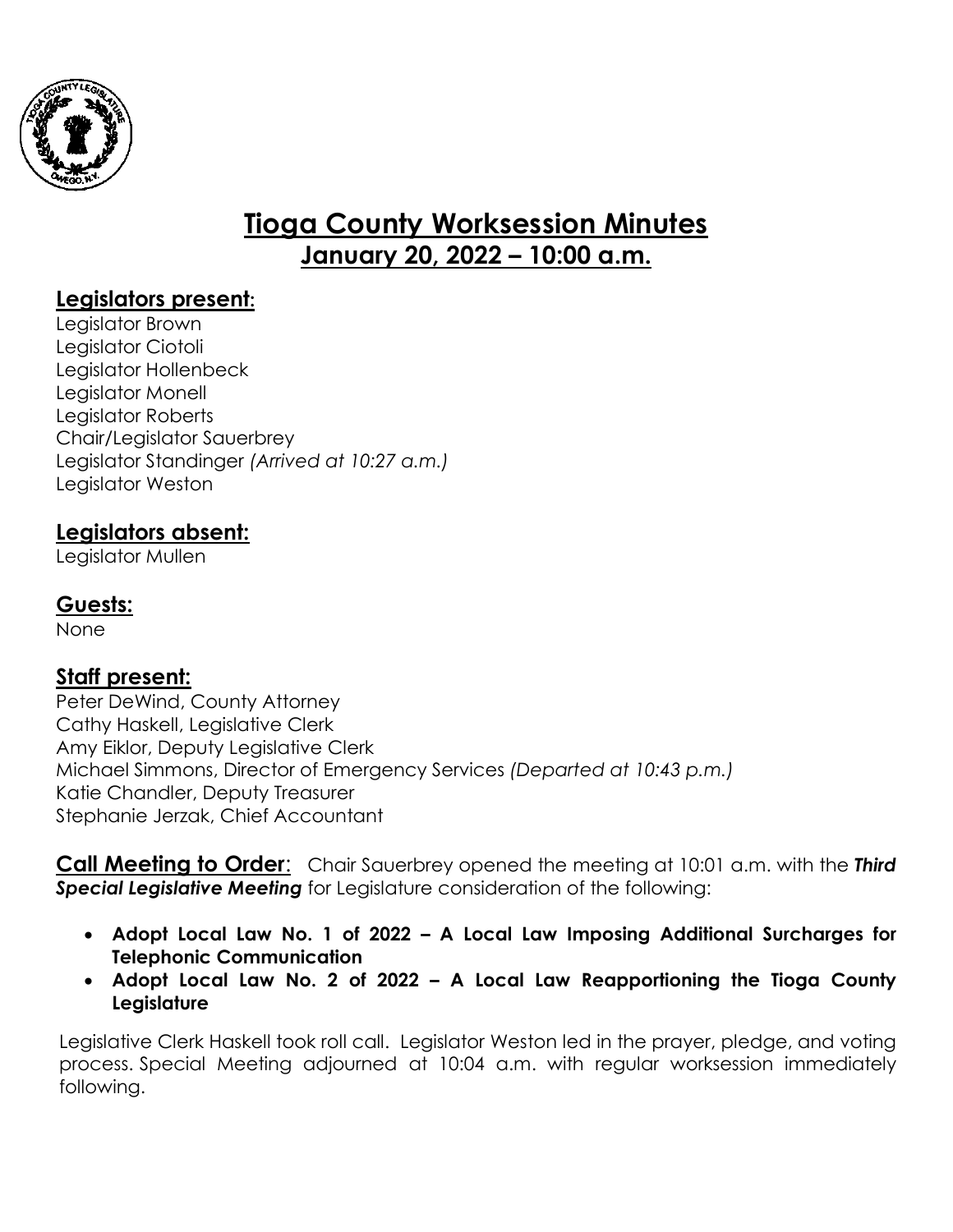# Tioga County Worksession Minutes

## January 20, 2022 – 10:00 a.m.

### Legislators present:

Legislator Brown
Legislator Ciotoli
Legislator Hollenbeck
Legislator Monell
Legislator Roberts
Chair/Legislator Sauerbrey
Legislator Standinger *(Arrived at 10:27 a.m.)*
Legislator Weston

### Legislators absent:

Legislator Mullen

### Guests:

None

### Staff present:

Peter DeWind, County Attorney
Cathy Haskell, Legislative Clerk
Amy Eiklor, Deputy Legislative Clerk
Michael Simmons, Director of Emergency Services *(Departed at 10:43 p.m.)*
Katie Chandler, Deputy Treasurer
Stephanie Jerzak, Chief Accountant

**Call Meeting to Order**: Chair Sauerbrey opened the meeting at 10:01 a.m. with the ***Third Special Legislative Meeting*** for Legislature consideration of the following:

- **Adopt Local Law No. 1 of 2022 – A Local Law Imposing Additional Surcharges for Telephonic Communication**
- **Adopt Local Law No. 2 of 2022 – A Local Law Reapportioning the Tioga County Legislature**

Legislative Clerk Haskell took roll call. Legislator Weston led in the prayer, pledge, and voting process. Special Meeting adjourned at 10:04 a.m. with regular worksession immediately following.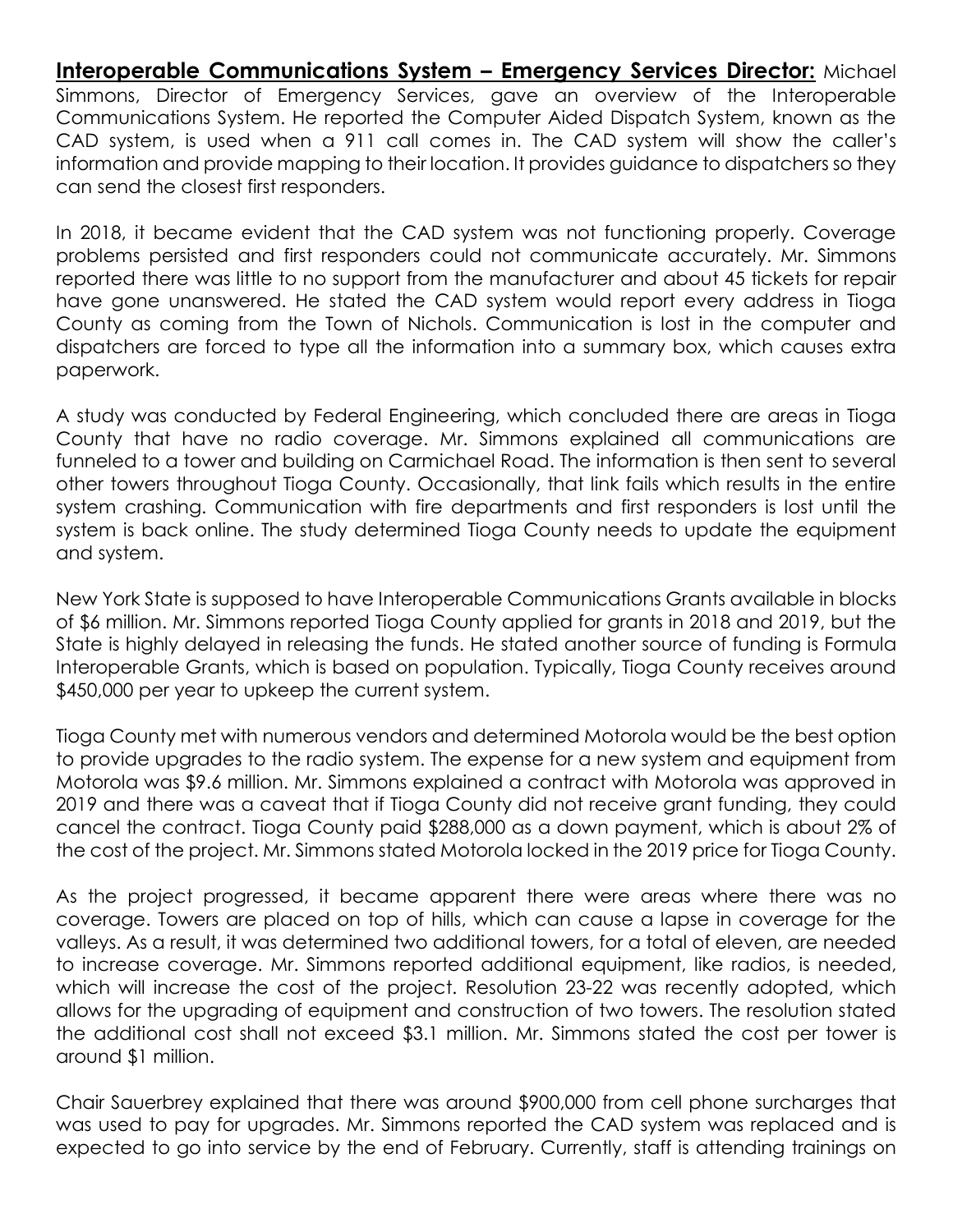**Interoperable Communications System – Emergency Services Director:** Michael Simmons, Director of Emergency Services, gave an overview of the Interoperable Communications System. He reported the Computer Aided Dispatch System, known as the CAD system, is used when a 911 call comes in. The CAD system will show the caller's information and provide mapping to their location. It provides guidance to dispatchers so they can send the closest first responders.

In 2018, it became evident that the CAD system was not functioning properly. Coverage problems persisted and first responders could not communicate accurately. Mr. Simmons reported there was little to no support from the manufacturer and about 45 tickets for repair have gone unanswered. He stated the CAD system would report every address in Tioga County as coming from the Town of Nichols. Communication is lost in the computer and dispatchers are forced to type all the information into a summary box, which causes extra paperwork.

A study was conducted by Federal Engineering, which concluded there are areas in Tioga County that have no radio coverage. Mr. Simmons explained all communications are funneled to a tower and building on Carmichael Road. The information is then sent to several other towers throughout Tioga County. Occasionally, that link fails which results in the entire system crashing. Communication with fire departments and first responders is lost until the system is back online. The study determined Tioga County needs to update the equipment and system.

New York State is supposed to have Interoperable Communications Grants available in blocks of $6 million. Mr. Simmons reported Tioga County applied for grants in 2018 and 2019, but the State is highly delayed in releasing the funds. He stated another source of funding is Formula Interoperable Grants, which is based on population. Typically, Tioga County receives around $450,000 per year to upkeep the current system.

Tioga County met with numerous vendors and determined Motorola would be the best option to provide upgrades to the radio system. The expense for a new system and equipment from Motorola was $9.6 million. Mr. Simmons explained a contract with Motorola was approved in 2019 and there was a caveat that if Tioga County did not receive grant funding, they could cancel the contract. Tioga County paid $288,000 as a down payment, which is about 2% of the cost of the project. Mr. Simmons stated Motorola locked in the 2019 price for Tioga County.

As the project progressed, it became apparent there were areas where there was no coverage. Towers are placed on top of hills, which can cause a lapse in coverage for the valleys. As a result, it was determined two additional towers, for a total of eleven, are needed to increase coverage. Mr. Simmons reported additional equipment, like radios, is needed, which will increase the cost of the project. Resolution 23-22 was recently adopted, which allows for the upgrading of equipment and construction of two towers. The resolution stated the additional cost shall not exceed $3.1 million. Mr. Simmons stated the cost per tower is around $1 million.

Chair Sauerbrey explained that there was around $900,000 from cell phone surcharges that was used to pay for upgrades. Mr. Simmons reported the CAD system was replaced and is expected to go into service by the end of February. Currently, staff is attending trainings on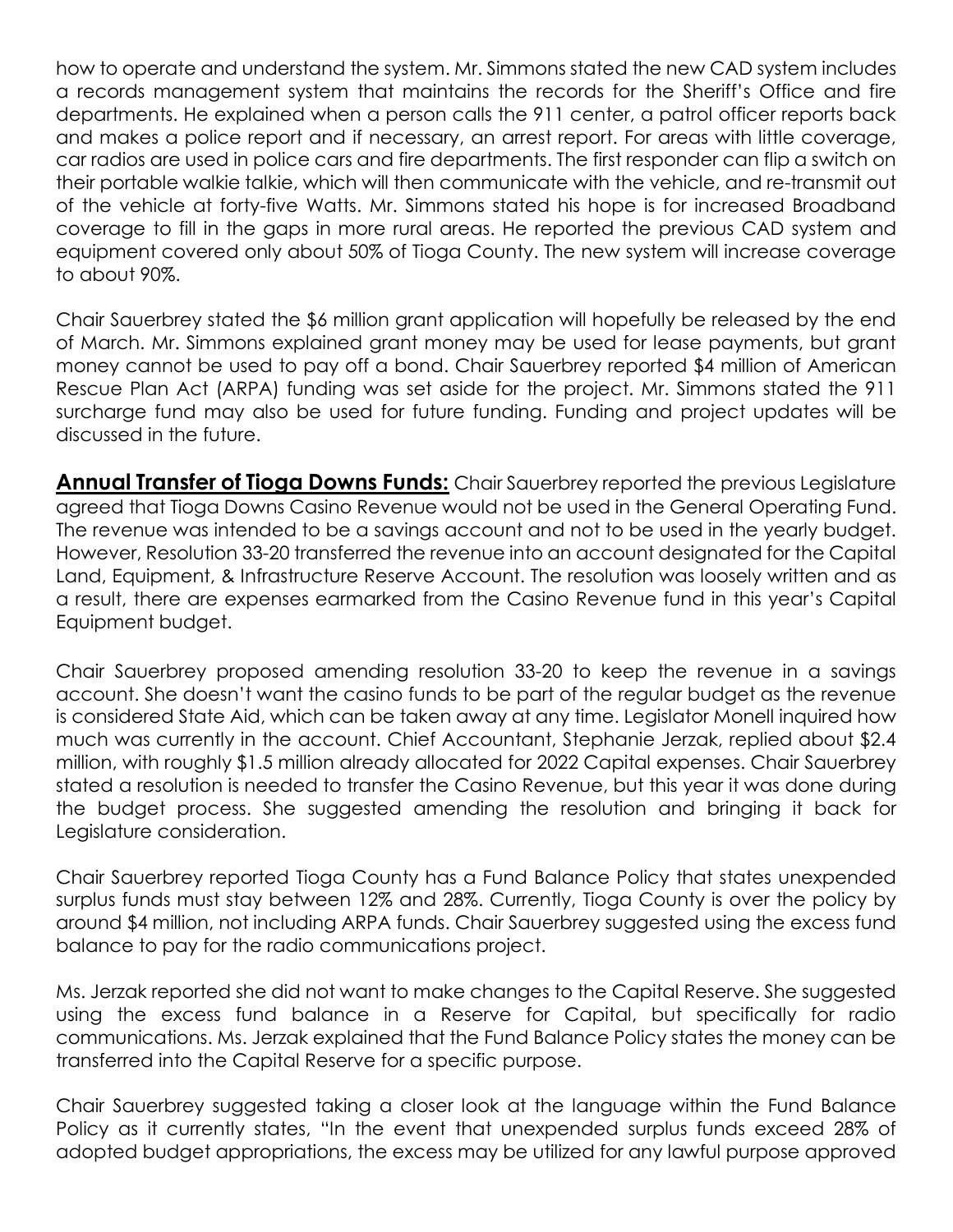how to operate and understand the system. Mr. Simmons stated the new CAD system includes a records management system that maintains the records for the Sheriff's Office and fire departments. He explained when a person calls the 911 center, a patrol officer reports back and makes a police report and if necessary, an arrest report. For areas with little coverage, car radios are used in police cars and fire departments. The first responder can flip a switch on their portable walkie talkie, which will then communicate with the vehicle, and re-transmit out of the vehicle at forty-five Watts. Mr. Simmons stated his hope is for increased Broadband coverage to fill in the gaps in more rural areas. He reported the previous CAD system and equipment covered only about 50% of Tioga County. The new system will increase coverage to about 90%.

Chair Sauerbrey stated the $6 million grant application will hopefully be released by the end of March. Mr. Simmons explained grant money may be used for lease payments, but grant money cannot be used to pay off a bond. Chair Sauerbrey reported $4 million of American Rescue Plan Act (ARPA) funding was set aside for the project. Mr. Simmons stated the 911 surcharge fund may also be used for future funding. Funding and project updates will be discussed in the future.

**Annual Transfer of Tioga Downs Funds:** Chair Sauerbrey reported the previous Legislature agreed that Tioga Downs Casino Revenue would not be used in the General Operating Fund. The revenue was intended to be a savings account and not to be used in the yearly budget. However, Resolution 33-20 transferred the revenue into an account designated for the Capital Land, Equipment, & Infrastructure Reserve Account. The resolution was loosely written and as a result, there are expenses earmarked from the Casino Revenue fund in this year's Capital Equipment budget.

Chair Sauerbrey proposed amending resolution 33-20 to keep the revenue in a savings account. She doesn't want the casino funds to be part of the regular budget as the revenue is considered State Aid, which can be taken away at any time. Legislator Monell inquired how much was currently in the account. Chief Accountant, Stephanie Jerzak, replied about $2.4 million, with roughly $1.5 million already allocated for 2022 Capital expenses. Chair Sauerbrey stated a resolution is needed to transfer the Casino Revenue, but this year it was done during the budget process. She suggested amending the resolution and bringing it back for Legislature consideration.

Chair Sauerbrey reported Tioga County has a Fund Balance Policy that states unexpended surplus funds must stay between 12% and 28%. Currently, Tioga County is over the policy by around $4 million, not including ARPA funds. Chair Sauerbrey suggested using the excess fund balance to pay for the radio communications project.

Ms. Jerzak reported she did not want to make changes to the Capital Reserve. She suggested using the excess fund balance in a Reserve for Capital, but specifically for radio communications. Ms. Jerzak explained that the Fund Balance Policy states the money can be transferred into the Capital Reserve for a specific purpose.

Chair Sauerbrey suggested taking a closer look at the language within the Fund Balance Policy as it currently states, "In the event that unexpended surplus funds exceed 28% of adopted budget appropriations, the excess may be utilized for any lawful purpose approved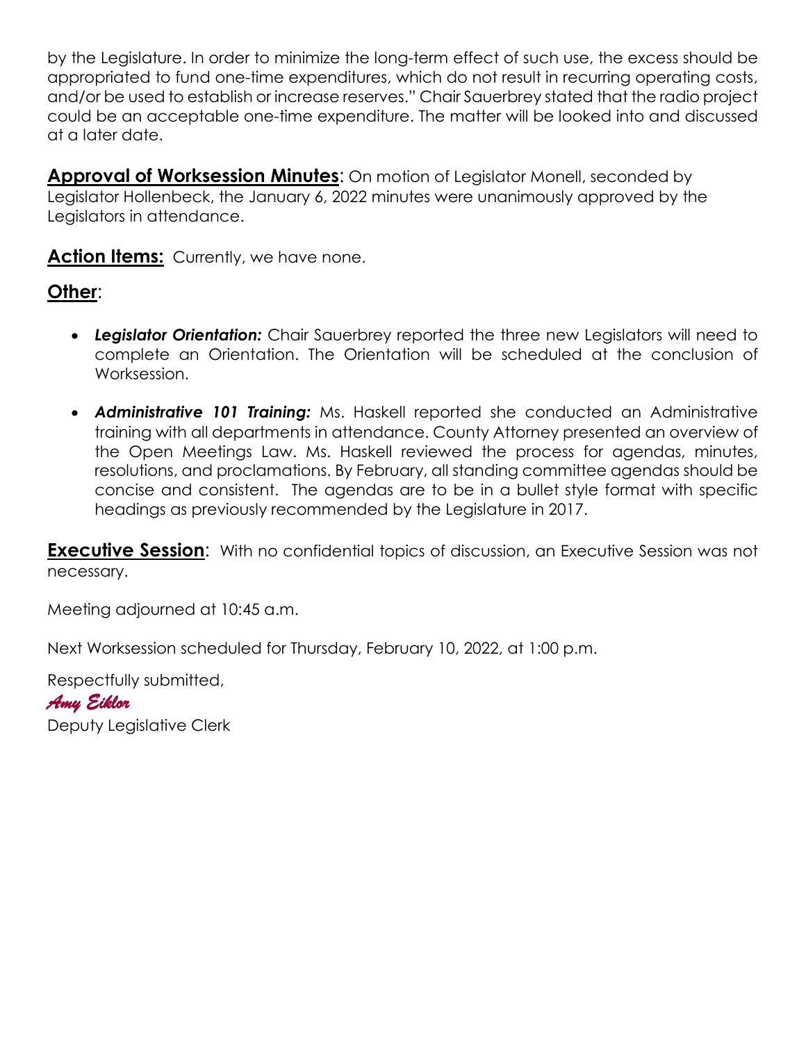by the Legislature. In order to minimize the long-term effect of such use, the excess should be appropriated to fund one-time expenditures, which do not result in recurring operating costs, and/or be used to establish or increase reserves." Chair Sauerbrey stated that the radio project could be an acceptable one-time expenditure. The matter will be looked into and discussed at a later date.

**Approval of Worksession Minutes**: On motion of Legislator Monell, seconded by Legislator Hollenbeck, the January 6, 2022 minutes were unanimously approved by the Legislators in attendance.

**Action Items:** Currently, we have none.

**Other**:

- ***Legislator Orientation:*** Chair Sauerbrey reported the three new Legislators will need to complete an Orientation. The Orientation will be scheduled at the conclusion of Worksession.
- ***Administrative 101 Training:*** Ms. Haskell reported she conducted an Administrative training with all departments in attendance. County Attorney presented an overview of the Open Meetings Law. Ms. Haskell reviewed the process for agendas, minutes, resolutions, and proclamations. By February, all standing committee agendas should be concise and consistent. The agendas are to be in a bullet style format with specific headings as previously recommended by the Legislature in 2017.

**Executive Session**: With no confidential topics of discussion, an Executive Session was not necessary.

Meeting adjourned at 10:45 a.m.

Next Worksession scheduled for Thursday, February 10, 2022, at 1:00 p.m.

Respectfully submitted,

*Amy Eiklor*

Deputy Legislative Clerk